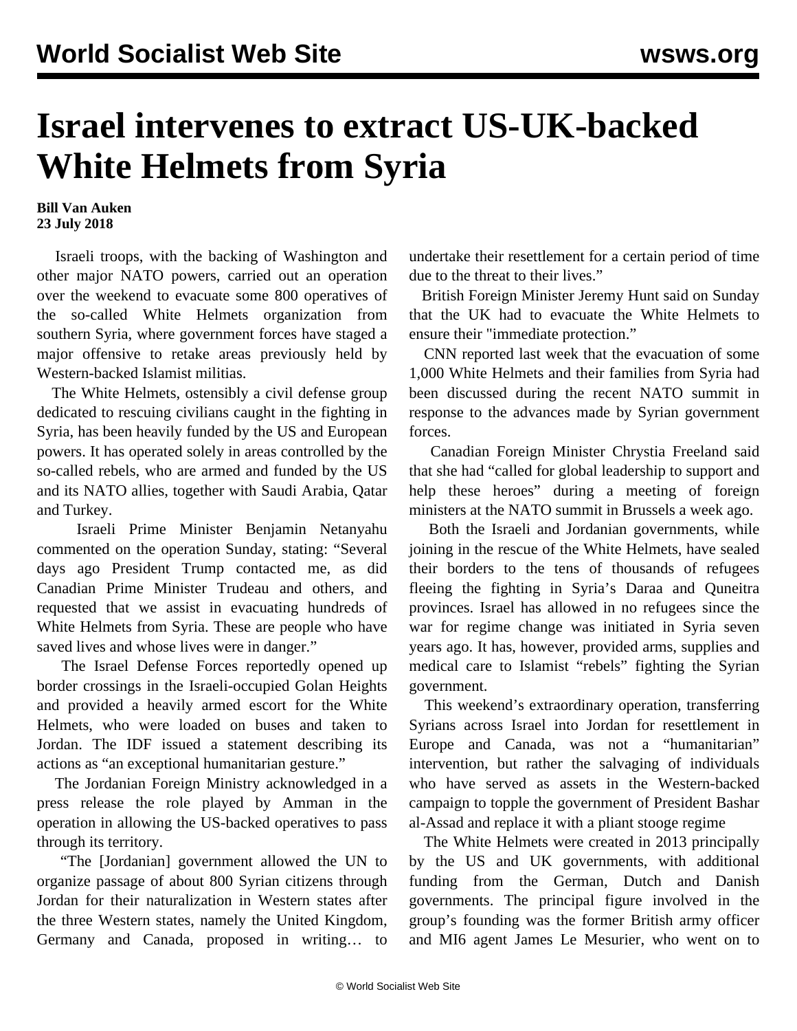# Israel intervenes to extract US-UK-backed White Helmets from Syria

**Bill Van Auken**
**23 July 2018**

Israeli troops, with the backing of Washington and other major NATO powers, carried out an operation over the weekend to evacuate some 800 operatives of the so-called White Helmets organization from southern Syria, where government forces have staged a major offensive to retake areas previously held by Western-backed Islamist militias.

The White Helmets, ostensibly a civil defense group dedicated to rescuing civilians caught in the fighting in Syria, has been heavily funded by the US and European powers. It has operated solely in areas controlled by the so-called rebels, who are armed and funded by the US and its NATO allies, together with Saudi Arabia, Qatar and Turkey.

Israeli Prime Minister Benjamin Netanyahu commented on the operation Sunday, stating: "Several days ago President Trump contacted me, as did Canadian Prime Minister Trudeau and others, and requested that we assist in evacuating hundreds of White Helmets from Syria. These are people who have saved lives and whose lives were in danger."

The Israel Defense Forces reportedly opened up border crossings in the Israeli-occupied Golan Heights and provided a heavily armed escort for the White Helmets, who were loaded on buses and taken to Jordan. The IDF issued a statement describing its actions as "an exceptional humanitarian gesture."

The Jordanian Foreign Ministry acknowledged in a press release the role played by Amman in the operation in allowing the US-backed operatives to pass through its territory.

"The [Jordanian] government allowed the UN to organize passage of about 800 Syrian citizens through Jordan for their naturalization in Western states after the three Western states, namely the United Kingdom, Germany and Canada, proposed in writing… to undertake their resettlement for a certain period of time due to the threat to their lives."

British Foreign Minister Jeremy Hunt said on Sunday that the UK had to evacuate the White Helmets to ensure their "immediate protection."

CNN reported last week that the evacuation of some 1,000 White Helmets and their families from Syria had been discussed during the recent NATO summit in response to the advances made by Syrian government forces.

Canadian Foreign Minister Chrystia Freeland said that she had "called for global leadership to support and help these heroes" during a meeting of foreign ministers at the NATO summit in Brussels a week ago.

Both the Israeli and Jordanian governments, while joining in the rescue of the White Helmets, have sealed their borders to the tens of thousands of refugees fleeing the fighting in Syria's Daraa and Quneitra provinces. Israel has allowed in no refugees since the war for regime change was initiated in Syria seven years ago. It has, however, provided arms, supplies and medical care to Islamist "rebels" fighting the Syrian government.

This weekend's extraordinary operation, transferring Syrians across Israel into Jordan for resettlement in Europe and Canada, was not a "humanitarian" intervention, but rather the salvaging of individuals who have served as assets in the Western-backed campaign to topple the government of President Bashar al-Assad and replace it with a pliant stooge regime

The White Helmets were created in 2013 principally by the US and UK governments, with additional funding from the German, Dutch and Danish governments. The principal figure involved in the group's founding was the former British army officer and MI6 agent James Le Mesurier, who went on to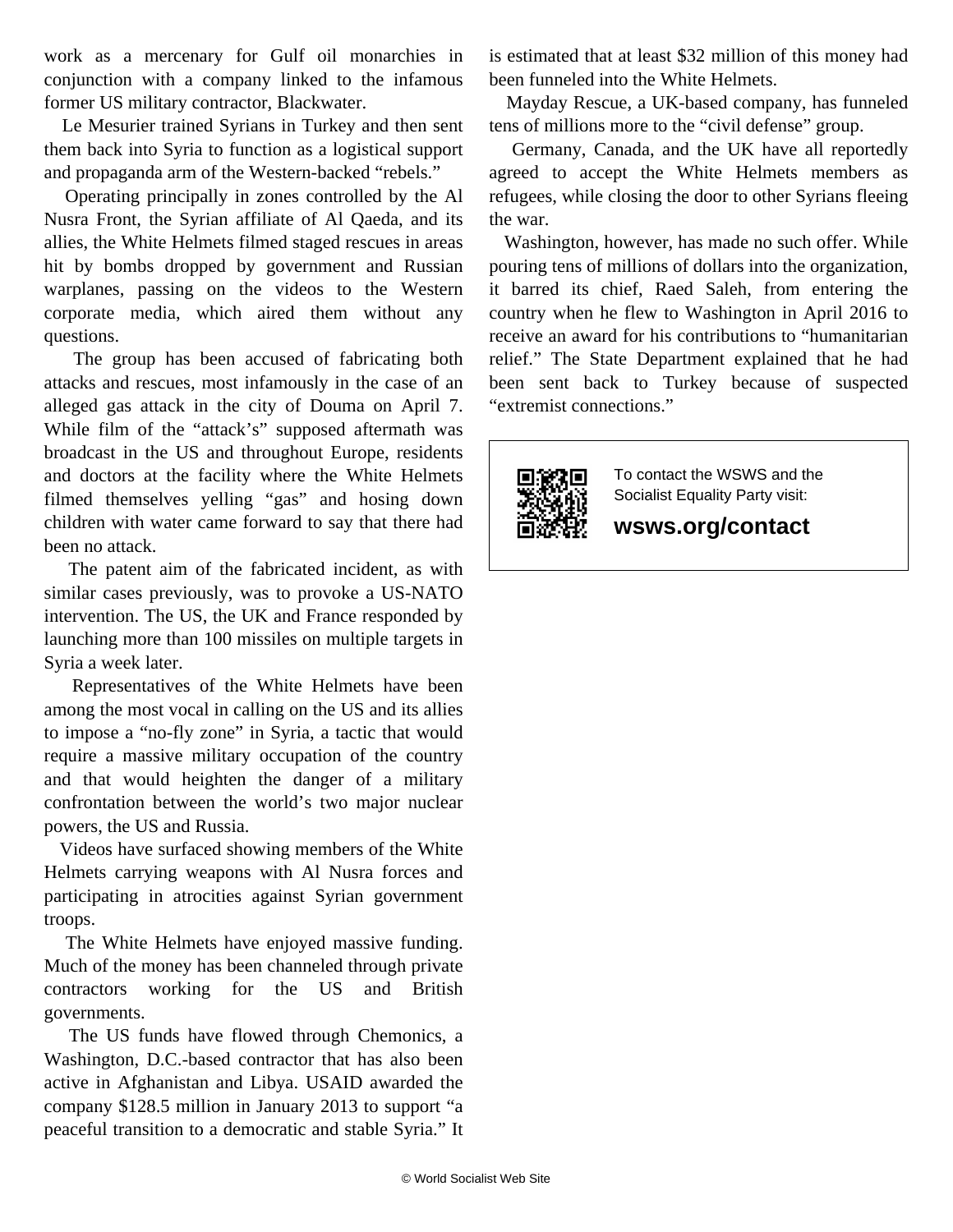work as a mercenary for Gulf oil monarchies in conjunction with a company linked to the infamous former US military contractor, Blackwater.

Le Mesurier trained Syrians in Turkey and then sent them back into Syria to function as a logistical support and propaganda arm of the Western-backed "rebels."

Operating principally in zones controlled by the Al Nusra Front, the Syrian affiliate of Al Qaeda, and its allies, the White Helmets filmed staged rescues in areas hit by bombs dropped by government and Russian warplanes, passing on the videos to the Western corporate media, which aired them without any questions.

The group has been accused of fabricating both attacks and rescues, most infamously in the case of an alleged gas attack in the city of Douma on April 7. While film of the "attack's" supposed aftermath was broadcast in the US and throughout Europe, residents and doctors at the facility where the White Helmets filmed themselves yelling "gas" and hosing down children with water came forward to say that there had been no attack.

The patent aim of the fabricated incident, as with similar cases previously, was to provoke a US-NATO intervention. The US, the UK and France responded by launching more than 100 missiles on multiple targets in Syria a week later.

Representatives of the White Helmets have been among the most vocal in calling on the US and its allies to impose a "no-fly zone" in Syria, a tactic that would require a massive military occupation of the country and that would heighten the danger of a military confrontation between the world's two major nuclear powers, the US and Russia.

Videos have surfaced showing members of the White Helmets carrying weapons with Al Nusra forces and participating in atrocities against Syrian government troops.

The White Helmets have enjoyed massive funding. Much of the money has been channeled through private contractors working for the US and British governments.

The US funds have flowed through Chemonics, a Washington, D.C.-based contractor that has also been active in Afghanistan and Libya. USAID awarded the company $128.5 million in January 2013 to support "a peaceful transition to a democratic and stable Syria." It is estimated that at least $32 million of this money had been funneled into the White Helmets.

Mayday Rescue, a UK-based company, has funneled tens of millions more to the "civil defense" group.

Germany, Canada, and the UK have all reportedly agreed to accept the White Helmets members as refugees, while closing the door to other Syrians fleeing the war.

Washington, however, has made no such offer. While pouring tens of millions of dollars into the organization, it barred its chief, Raed Saleh, from entering the country when he flew to Washington in April 2016 to receive an award for his contributions to "humanitarian relief." The State Department explained that he had been sent back to Turkey because of suspected "extremist connections."

To contact the WSWS and the Socialist Equality Party visit:

**wsws.org/contact**